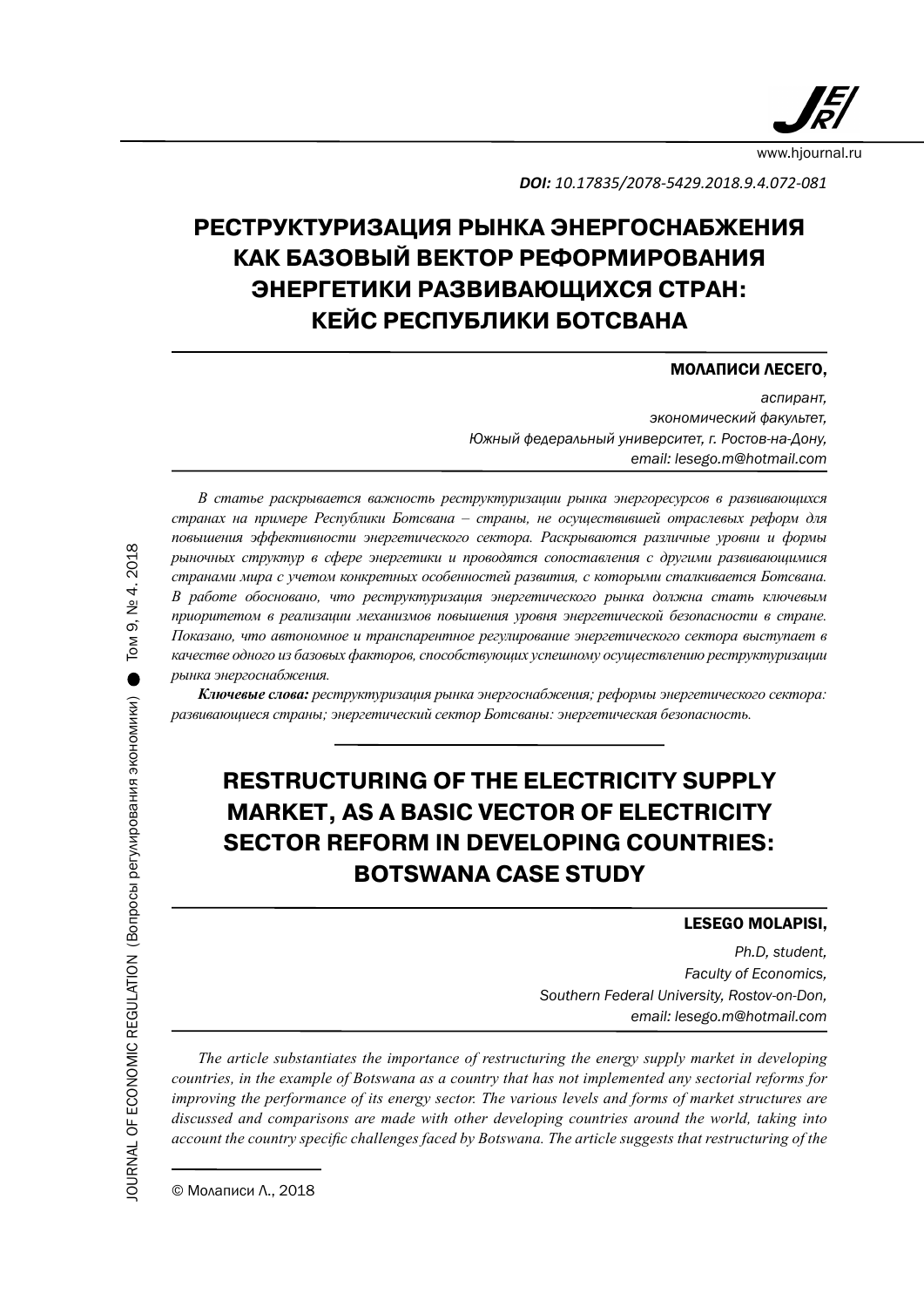**DOI:** *10.17835/2078-5429.2018.9.4.072-081*

# РЕСТРУКТУРИЗАЦИЯ РЫНКА ЭНЕРГОСНАБЖЕНИЯ КАК БАЗОВЫЙ ВЕКТОР РЕФОРМИРОВАНИЯ ЭНЕРГЕТИКИ РАЗВИВАЮЩИХСЯ СТРАН: КЕЙС РЕСПУБЛИКИ БОТСВАНА

**МОЛАПИСИ ЛЕСЕГО,**

*аспирант,*
*экономический факультет,*
*Южный федеральный университет, г. Ростов-на-Дону,*
*email: lesego.m@hotmail.com*

*В статье раскрывается важность реструктуризации рынка энергоресурсов в развивающихся странах на примере Республики Ботсвана – страны, не осуществившей отраслевых реформ для повышения эффективности энергетического сектора. Раскрываются различные уровни и формы рыночных структур в сфере энергетики и проводятся сопоставления с другими развивающимися странами мира с учетом конкретных особенностей развития, с которыми сталкивается Ботсвана. В работе обосновано, что реструктуризация энергетического рынка должна стать ключевым приоритетом в реализации механизмов повышения уровня энергетической безопасности в стране. Показано, что автономное и транспарентное регулирование энергетического сектора выступает в качестве одного из базовых факторов, способствующих успешному осуществлению реструктуризации рынка энергоснабжения.*

***Ключевые слова:*** *реструктуризация рынка энергоснабжения; реформы энергетического сектора: развивающиеся страны; энергетический сектор Ботсваны: энергетическая безопасность.*

# RESTRUCTURING OF THE ELECTRICITY SUPPLY MARKET, AS A BASIC VECTOR OF ELECTRICITY SECTOR REFORM IN DEVELOPING COUNTRIES: BOTSWANA CASE STUDY

**LESEGO MOLAPISI,**

*Ph.D, student,*
*Faculty of Economics,*
*Southern Federal University, Rostov-on-Don,*
*email: lesego.m@hotmail.com*

*The article substantiates the importance of restructuring the energy supply market in developing countries, in the example of Botswana as a country that has not implemented any sectorial reforms for improving the performance of its energy sector. The various levels and forms of market structures are discussed and comparisons are made with other developing countries around the world, taking into account the country specific challenges faced by Botswana. The article suggests that restructuring of the*

© Молаписи Л., 2018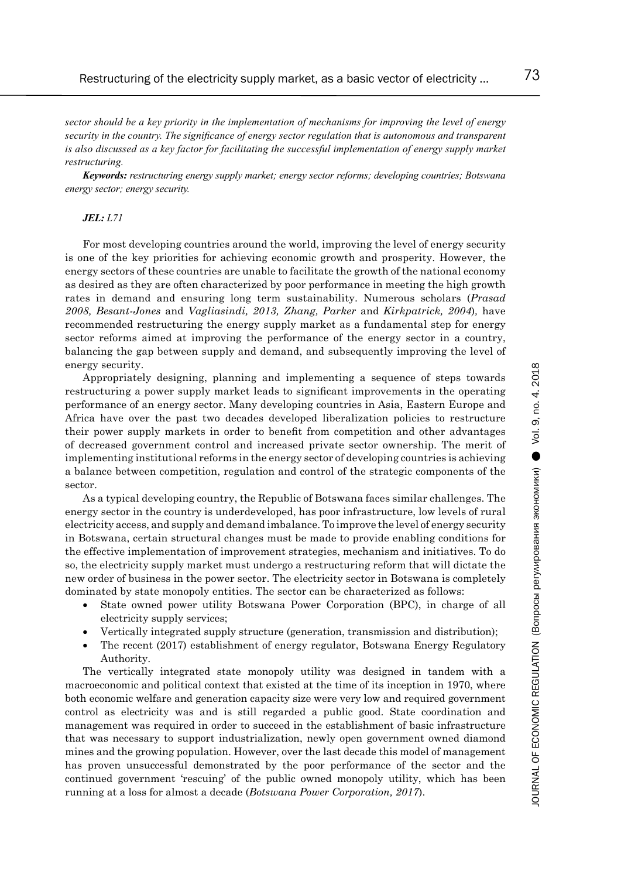*sector should be a key priority in the implementation of mechanisms for improving the level of energy security in the country. The significance of energy sector regulation that is autonomous and transparent is also discussed as a key factor for facilitating the successful implementation of energy supply market restructuring.*

***Keywords:*** *restructuring energy supply market; energy sector reforms; developing countries; Botswana energy sector; energy security.*

***JEL:*** *L71*

For most developing countries around the world, improving the level of energy security is one of the key priorities for achieving economic growth and prosperity. However, the energy sectors of these countries are unable to facilitate the growth of the national economy as desired as they are often characterized by poor performance in meeting the high growth rates in demand and ensuring long term sustainability. Numerous scholars (*Prasad 2008, Besant-Jones* and *Vagliasindi, 2013, Zhang, Parker* and *Kirkpatrick, 2004*), have recommended restructuring the energy supply market as a fundamental step for energy sector reforms aimed at improving the performance of the energy sector in a country, balancing the gap between supply and demand, and subsequently improving the level of energy security.

Appropriately designing, planning and implementing a sequence of steps towards restructuring a power supply market leads to significant improvements in the operating performance of an energy sector. Many developing countries in Asia, Eastern Europe and Africa have over the past two decades developed liberalization policies to restructure their power supply markets in order to benefit from competition and other advantages of decreased government control and increased private sector ownership. The merit of implementing institutional reforms in the energy sector of developing countries is achieving a balance between competition, regulation and control of the strategic components of the sector.

As a typical developing country, the Republic of Botswana faces similar challenges. The energy sector in the country is underdeveloped, has poor infrastructure, low levels of rural electricity access, and supply and demand imbalance. To improve the level of energy security in Botswana, certain structural changes must be made to provide enabling conditions for the effective implementation of improvement strategies, mechanism and initiatives. To do so, the electricity supply market must undergo a restructuring reform that will dictate the new order of business in the power sector. The electricity sector in Botswana is completely dominated by state monopoly entities. The sector can be characterized as follows:

- State owned power utility Botswana Power Corporation (BPC), in charge of all electricity supply services;
- Vertically integrated supply structure (generation, transmission and distribution);
- The recent (2017) establishment of energy regulator, Botswana Energy Regulatory Authority.

The vertically integrated state monopoly utility was designed in tandem with a macroeconomic and political context that existed at the time of its inception in 1970, where both economic welfare and generation capacity size were very low and required government control as electricity was and is still regarded a public good. State coordination and management was required in order to succeed in the establishment of basic infrastructure that was necessary to support industrialization, newly open government owned diamond mines and the growing population. However, over the last decade this model of management has proven unsuccessful demonstrated by the poor performance of the sector and the continued government 'rescuing' of the public owned monopoly utility, which has been running at a loss for almost a decade (*Botswana Power Corporation, 2017*).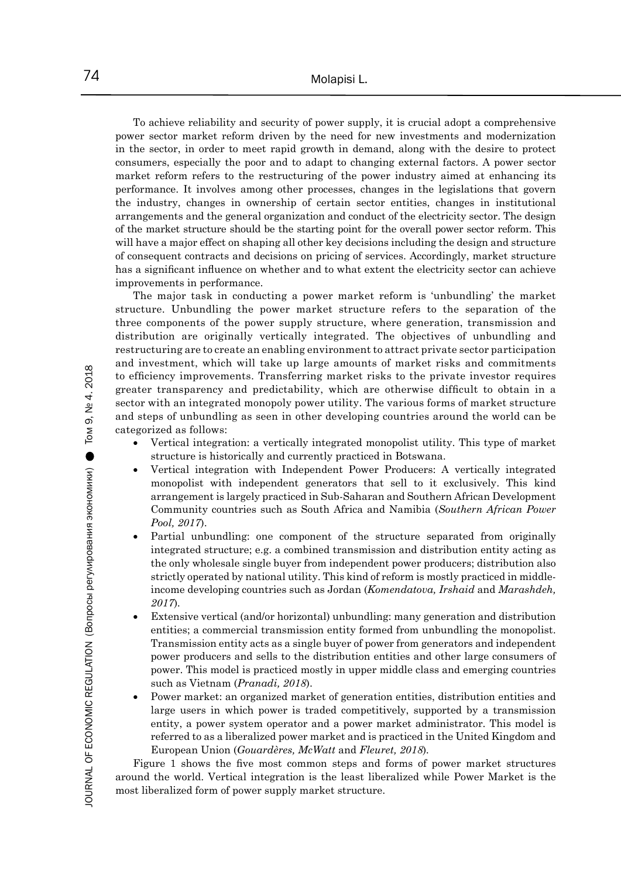To achieve reliability and security of power supply, it is crucial adopt a comprehensive power sector market reform driven by the need for new investments and modernization in the sector, in order to meet rapid growth in demand, along with the desire to protect consumers, especially the poor and to adapt to changing external factors. A power sector market reform refers to the restructuring of the power industry aimed at enhancing its performance. It involves among other processes, changes in the legislations that govern the industry, changes in ownership of certain sector entities, changes in institutional arrangements and the general organization and conduct of the electricity sector. The design of the market structure should be the starting point for the overall power sector reform. This will have a major effect on shaping all other key decisions including the design and structure of consequent contracts and decisions on pricing of services. Accordingly, market structure has a significant influence on whether and to what extent the electricity sector can achieve improvements in performance.

The major task in conducting a power market reform is 'unbundling' the market structure. Unbundling the power market structure refers to the separation of the three components of the power supply structure, where generation, transmission and distribution are originally vertically integrated. The objectives of unbundling and restructuring are to create an enabling environment to attract private sector participation and investment, which will take up large amounts of market risks and commitments to efficiency improvements. Transferring market risks to the private investor requires greater transparency and predictability, which are otherwise difficult to obtain in a sector with an integrated monopoly power utility. The various forms of market structure and steps of unbundling as seen in other developing countries around the world can be categorized as follows:

- Vertical integration: a vertically integrated monopolist utility. This type of market structure is historically and currently practiced in Botswana.
- Vertical integration with Independent Power Producers: A vertically integrated monopolist with independent generators that sell to it exclusively. This kind arrangement is largely practiced in Sub-Saharan and Southern African Development Community countries such as South Africa and Namibia (*Southern African Power Pool, 2017*).
- Partial unbundling: one component of the structure separated from originally integrated structure; e.g. a combined transmission and distribution entity acting as the only wholesale single buyer from independent power producers; distribution also strictly operated by national utility. This kind of reform is mostly practiced in middle-income developing countries such as Jordan (*Komendatova, Irshaid* and *Marashdeh, 2017*).
- Extensive vertical (and/or horizontal) unbundling: many generation and distribution entities; a commercial transmission entity formed from unbundling the monopolist. Transmission entity acts as a single buyer of power from generators and independent power producers and sells to the distribution entities and other large consumers of power. This model is practiced mostly in upper middle class and emerging countries such as Vietnam (*Pranadi, 2018*).
- Power market: an organized market of generation entities, distribution entities and large users in which power is traded competitively, supported by a transmission entity, a power system operator and a power market administrator. This model is referred to as a liberalized power market and is practiced in the United Kingdom and European Union (*Gouardères, McWatt* and *Fleuret, 2018*).

Figure 1 shows the five most common steps and forms of power market structures around the world. Vertical integration is the least liberalized while Power Market is the most liberalized form of power supply market structure.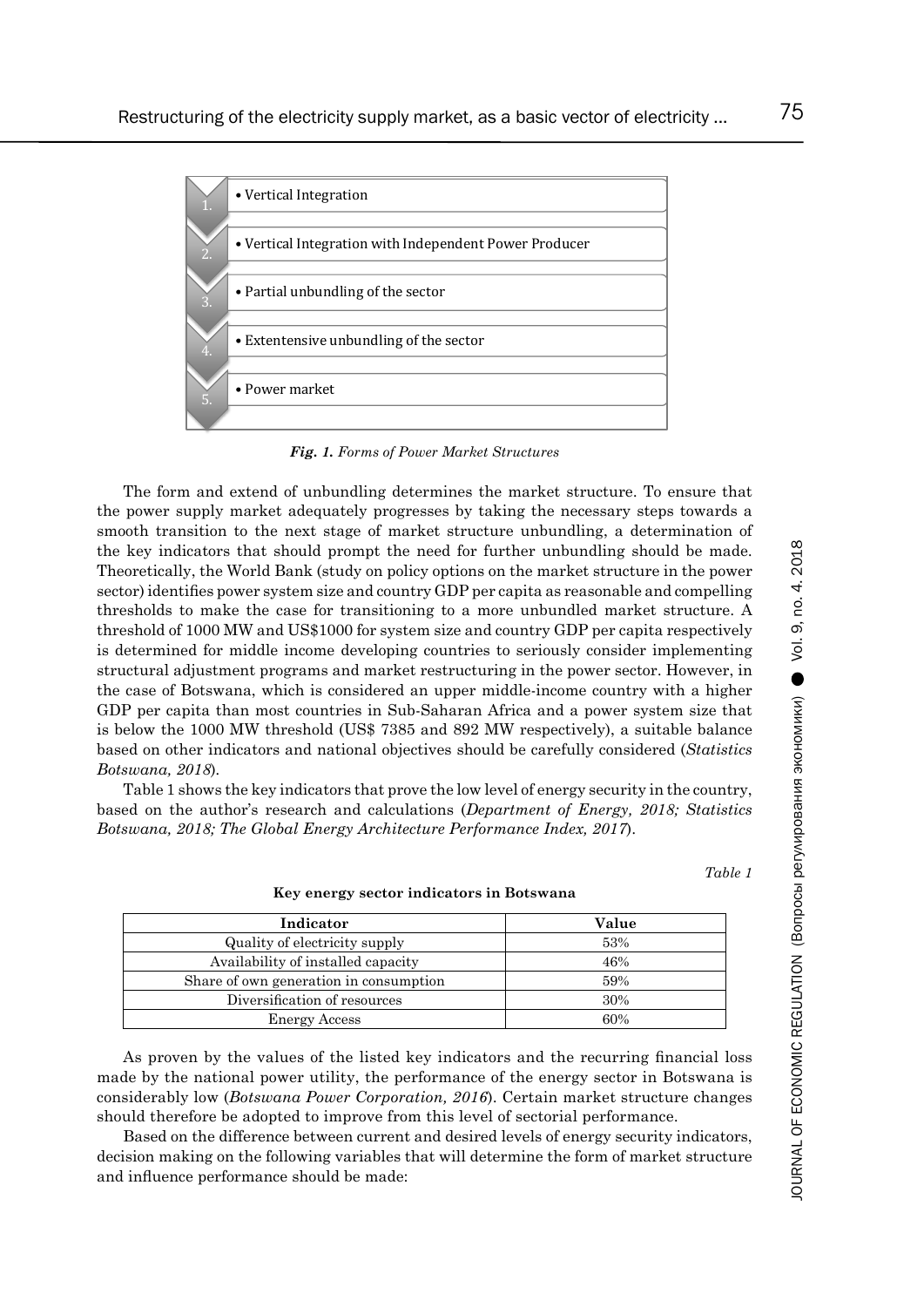1. • Vertical Integration
2. • Vertical Integration with Independent Power Producer
3. • Partial unbundling of the sector
4. • Extentensive unbundling of the sector
5. • Power market

***Fig. 1.*** *Forms of Power Market Structures*

The form and extend of unbundling determines the market structure. To ensure that the power supply market adequately progresses by taking the necessary steps towards a smooth transition to the next stage of market structure unbundling, a determination of the key indicators that should prompt the need for further unbundling should be made. Theoretically, the World Bank (study on policy options on the market structure in the power sector) identifies power system size and country GDP per capita as reasonable and compelling thresholds to make the case for transitioning to a more unbundled market structure. A threshold of 1000 MW and US$1000 for system size and country GDP per capita respectively is determined for middle income developing countries to seriously consider implementing structural adjustment programs and market restructuring in the power sector. However, in the case of Botswana, which is considered an upper middle-income country with a higher GDP per capita than most countries in Sub-Saharan Africa and a power system size that is below the 1000 MW threshold (US$ 7385 and 892 MW respectively), a suitable balance based on other indicators and national objectives should be carefully considered (*Statistics Botswana, 2018*).

Table 1 shows the key indicators that prove the low level of energy security in the country, based on the author's research and calculations (*Department of Energy, 2018; Statistics Botswana, 2018; The Global Energy Architecture Performance Index, 2017*).

*Table 1*

**Key energy sector indicators in Botswana**

| Indicator | Value |
|---|---|
| Quality of electricity supply | 53% |
| Availability of installed capacity | 46% |
| Share of own generation in consumption | 59% |
| Diversification of resources | 30% |
| Energy Access | 60% |

As proven by the values of the listed key indicators and the recurring financial loss made by the national power utility, the performance of the energy sector in Botswana is considerably low (*Botswana Power Corporation, 2016*). Certain market structure changes should therefore be adopted to improve from this level of sectorial performance.

Based on the difference between current and desired levels of energy security indicators, decision making on the following variables that will determine the form of market structure and influence performance should be made: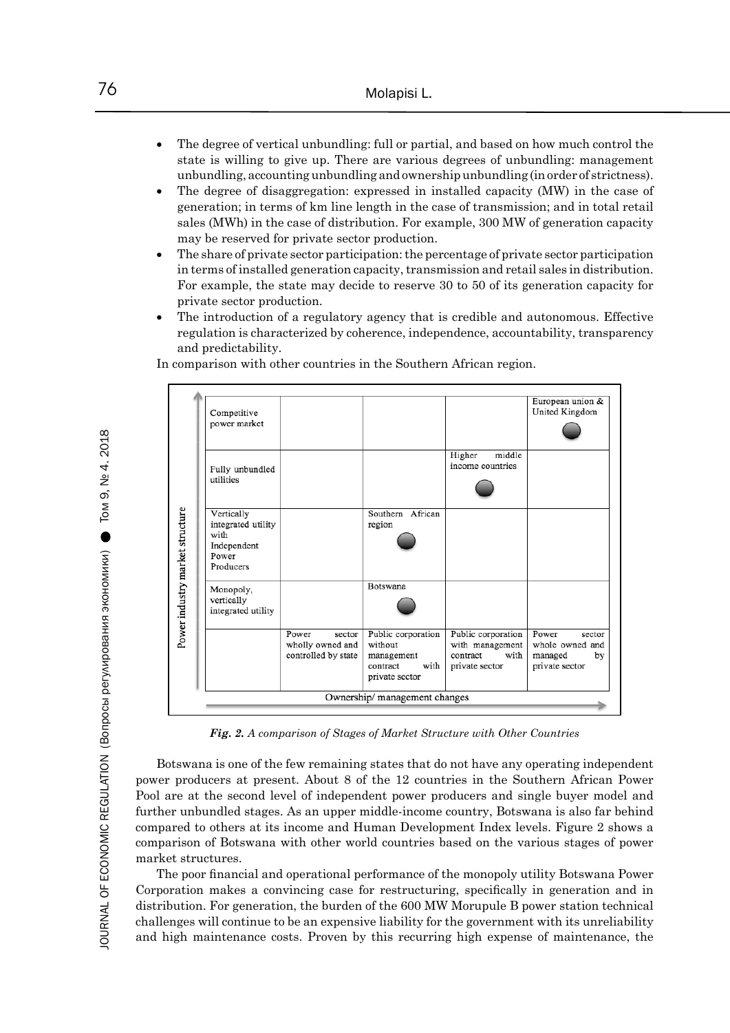- The degree of vertical unbundling: full or partial, and based on how much control the state is willing to give up. There are various degrees of unbundling: management unbundling, accounting unbundling and ownership unbundling (in order of strictness).
- The degree of disaggregation: expressed in installed capacity (MW) in the case of generation; in terms of km line length in the case of transmission; and in total retail sales (MWh) in the case of distribution. For example, 300 MW of generation capacity may be reserved for private sector production.
- The share of private sector participation: the percentage of private sector participation in terms of installed generation capacity, transmission and retail sales in distribution. For example, the state may decide to reserve 30 to 50 of its generation capacity for private sector production.
- The introduction of a regulatory agency that is credible and autonomous. Effective regulation is characterized by coherence, independence, accountability, transparency and predictability.

In comparison with other countries in the Southern African region.

| Power industry market structure | | | | |
|---|---|---|---|---|
| Competitive power market | | | | European union & United Kingdom |
| Fully unbundled utilities | | | Higher middle income countries | |
| Vertically integrated utility with Independent Power Producers | | Southern African region | | |
| Monopoly, vertically integrated utility | | Botswana | | |
| | Power sector wholly owned and controlled by state | Public corporation without management contract with private sector | Public corporation with management contract with private sector | Power sector whole owned and managed by private sector |
| | Ownership/ management changes | | | |

***Fig. 2.*** *A comparison of Stages of Market Structure with Other Countries*

Botswana is one of the few remaining states that do not have any operating independent power producers at present. About 8 of the 12 countries in the Southern African Power Pool are at the second level of independent power producers and single buyer model and further unbundled stages. As an upper middle-income country, Botswana is also far behind compared to others at its income and Human Development Index levels. Figure 2 shows a comparison of Botswana with other world countries based on the various stages of power market structures.

The poor financial and operational performance of the monopoly utility Botswana Power Corporation makes a convincing case for restructuring, specifically in generation and in distribution. For generation, the burden of the 600 MW Morupule B power station technical challenges will continue to be an expensive liability for the government with its unreliability and high maintenance costs. Proven by this recurring high expense of maintenance, the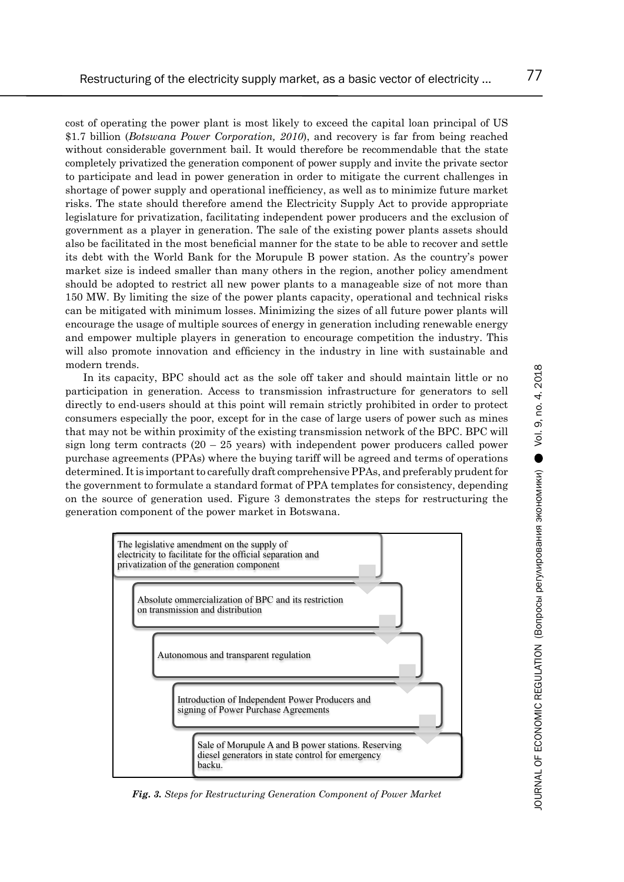cost of operating the power plant is most likely to exceed the capital loan principal of US \$1.7 billion (*Botswana Power Corporation, 2010*), and recovery is far from being reached without considerable government bail. It would therefore be recommendable that the state completely privatized the generation component of power supply and invite the private sector to participate and lead in power generation in order to mitigate the current challenges in shortage of power supply and operational inefficiency, as well as to minimize future market risks. The state should therefore amend the Electricity Supply Act to provide appropriate legislature for privatization, facilitating independent power producers and the exclusion of government as a player in generation. The sale of the existing power plants assets should also be facilitated in the most beneficial manner for the state to be able to recover and settle its debt with the World Bank for the Morupule B power station. As the country's power market size is indeed smaller than many others in the region, another policy amendment should be adopted to restrict all new power plants to a manageable size of not more than 150 MW. By limiting the size of the power plants capacity, operational and technical risks can be mitigated with minimum losses. Minimizing the sizes of all future power plants will encourage the usage of multiple sources of energy in generation including renewable energy and empower multiple players in generation to encourage competition the industry. This will also promote innovation and efficiency in the industry in line with sustainable and modern trends.

In its capacity, BPC should act as the sole off taker and should maintain little or no participation in generation. Access to transmission infrastructure for generators to sell directly to end-users should at this point will remain strictly prohibited in order to protect consumers especially the poor, except for in the case of large users of power such as mines that may not be within proximity of the existing transmission network of the BPC. BPC will sign long term contracts (20 – 25 years) with independent power producers called power purchase agreements (PPAs) where the buying tariff will be agreed and terms of operations determined. It is important to carefully draft comprehensive PPAs, and preferably prudent for the government to formulate a standard format of PPA templates for consistency, depending on the source of generation used. Figure 3 demonstrates the steps for restructuring the generation component of the power market in Botswana.

1. The legislative amendment on the supply of electricity to facilitate for the official separation and privatization of the generation component
2. Absolute ommercialization of BPC and its restriction on transmission and distribution
3. Autonomous and transparent regulation
4. Introduction of Independent Power Producers and signing of Power Purchase Agreements
5. Sale of Morupule A and B power stations. Reserving diesel generators in state control for emergency backu.

***Fig. 3.*** *Steps for Restructuring Generation Component of Power Market*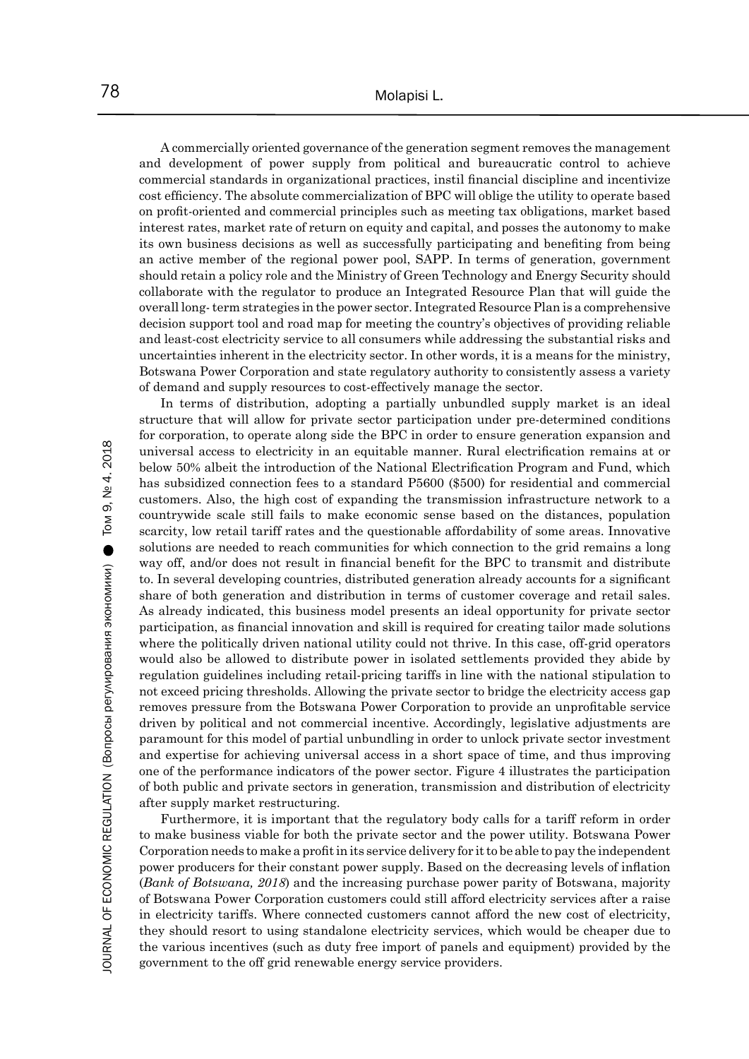A commercially oriented governance of the generation segment removes the management and development of power supply from political and bureaucratic control to achieve commercial standards in organizational practices, instil financial discipline and incentivize cost efficiency. The absolute commercialization of BPC will oblige the utility to operate based on profit-oriented and commercial principles such as meeting tax obligations, market based interest rates, market rate of return on equity and capital, and posses the autonomy to make its own business decisions as well as successfully participating and benefiting from being an active member of the regional power pool, SAPP. In terms of generation, government should retain a policy role and the Ministry of Green Technology and Energy Security should collaborate with the regulator to produce an Integrated Resource Plan that will guide the overall long- term strategies in the power sector. Integrated Resource Plan is a comprehensive decision support tool and road map for meeting the country's objectives of providing reliable and least-cost electricity service to all consumers while addressing the substantial risks and uncertainties inherent in the electricity sector. In other words, it is a means for the ministry, Botswana Power Corporation and state regulatory authority to consistently assess a variety of demand and supply resources to cost-effectively manage the sector.

In terms of distribution, adopting a partially unbundled supply market is an ideal structure that will allow for private sector participation under pre-determined conditions for corporation, to operate along side the BPC in order to ensure generation expansion and universal access to electricity in an equitable manner. Rural electrification remains at or below 50% albeit the introduction of the National Electrification Program and Fund, which has subsidized connection fees to a standard P5600 ($500) for residential and commercial customers. Also, the high cost of expanding the transmission infrastructure network to a countrywide scale still fails to make economic sense based on the distances, population scarcity, low retail tariff rates and the questionable affordability of some areas. Innovative solutions are needed to reach communities for which connection to the grid remains a long way off, and/or does not result in financial benefit for the BPC to transmit and distribute to. In several developing countries, distributed generation already accounts for a significant share of both generation and distribution in terms of customer coverage and retail sales. As already indicated, this business model presents an ideal opportunity for private sector participation, as financial innovation and skill is required for creating tailor made solutions where the politically driven national utility could not thrive. In this case, off-grid operators would also be allowed to distribute power in isolated settlements provided they abide by regulation guidelines including retail-pricing tariffs in line with the national stipulation to not exceed pricing thresholds. Allowing the private sector to bridge the electricity access gap removes pressure from the Botswana Power Corporation to provide an unprofitable service driven by political and not commercial incentive. Accordingly, legislative adjustments are paramount for this model of partial unbundling in order to unlock private sector investment and expertise for achieving universal access in a short space of time, and thus improving one of the performance indicators of the power sector. Figure 4 illustrates the participation of both public and private sectors in generation, transmission and distribution of electricity after supply market restructuring.

Furthermore, it is important that the regulatory body calls for a tariff reform in order to make business viable for both the private sector and the power utility. Botswana Power Corporation needs to make a profit in its service delivery for it to be able to pay the independent power producers for their constant power supply. Based on the decreasing levels of inflation (*Bank of Botswana, 2018*) and the increasing purchase power parity of Botswana, majority of Botswana Power Corporation customers could still afford electricity services after a raise in electricity tariffs. Where connected customers cannot afford the new cost of electricity, they should resort to using standalone electricity services, which would be cheaper due to the various incentives (such as duty free import of panels and equipment) provided by the government to the off grid renewable energy service providers.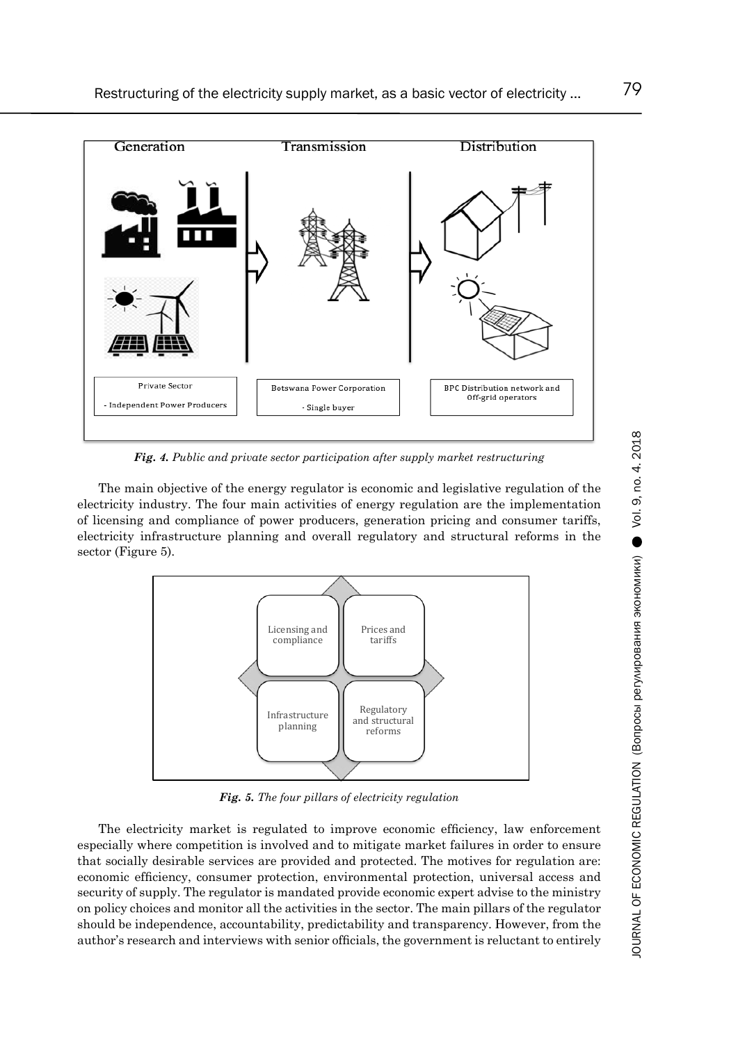Generation | Transmission | Distribution

Private Sector
- Independent Power Producers

Botswana Power Corporation
- Single buyer

BPC Distribution network and Off-grid operators

***Fig. 4.*** *Public and private sector participation after supply market restructuring*

The main objective of the energy regulator is economic and legislative regulation of the electricity industry. The four main activities of energy regulation are the implementation of licensing and compliance of power producers, generation pricing and consumer tariffs, electricity infrastructure planning and overall regulatory and structural reforms in the sector (Figure 5).

Licensing and compliance | Prices and tariffs | Infrastructure planning | Regulatory and structural reforms

***Fig. 5.*** *The four pillars of electricity regulation*

The electricity market is regulated to improve economic efficiency, law enforcement especially where competition is involved and to mitigate market failures in order to ensure that socially desirable services are provided and protected. The motives for regulation are: economic efficiency, consumer protection, environmental protection, universal access and security of supply. The regulator is mandated provide economic expert advise to the ministry on policy choices and monitor all the activities in the sector. The main pillars of the regulator should be independence, accountability, predictability and transparency. However, from the author's research and interviews with senior officials, the government is reluctant to entirely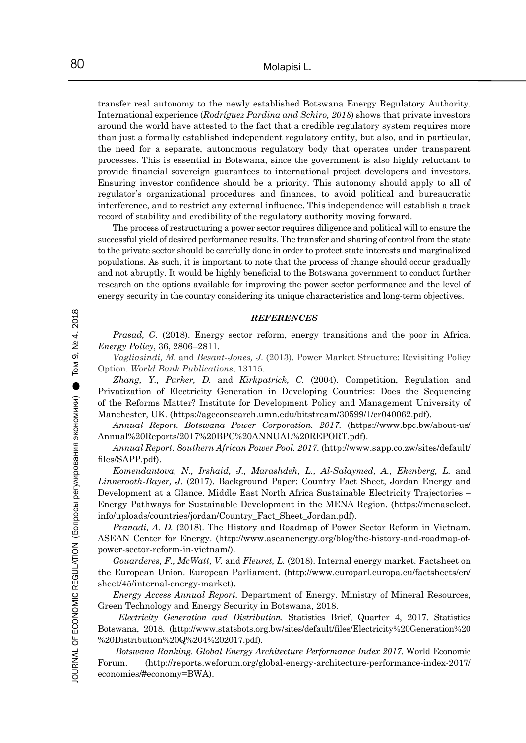transfer real autonomy to the newly established Botswana Energy Regulatory Authority. International experience (*Rodríguez Pardina and Schiro, 2018*) shows that private investors around the world have attested to the fact that a credible regulatory system requires more than just a formally established independent regulatory entity, but also, and in particular, the need for a separate, autonomous regulatory body that operates under transparent processes. This is essential in Botswana, since the government is also highly reluctant to provide financial sovereign guarantees to international project developers and investors. Ensuring investor confidence should be a priority. This autonomy should apply to all of regulator's organizational procedures and finances, to avoid political and bureaucratic interference, and to restrict any external influence. This independence will establish a track record of stability and credibility of the regulatory authority moving forward.

The process of restructuring a power sector requires diligence and political will to ensure the successful yield of desired performance results. The transfer and sharing of control from the state to the private sector should be carefully done in order to protect state interests and marginalized populations. As such, it is important to note that the process of change should occur gradually and not abruptly. It would be highly beneficial to the Botswana government to conduct further research on the options available for improving the power sector performance and the level of energy security in the country considering its unique characteristics and long-term objectives.

## *REFERENCES*

*Prasad, G.* (2018). Energy sector reform, energy transitions and the poor in Africa. *Energy Policy*, 36, 2806–2811.

*Vagliasindi, M.* and *Besant-Jones, J.* (2013). Power Market Structure: Revisiting Policy Option. *World Bank Publications*, 13115.

*Zhang, Y., Parker, D.* and *Kirkpatrick, C.* (2004). Competition, Regulation and Privatization of Electricity Generation in Developing Countries: Does the Sequencing of the Reforms Matter? Institute for Development Policy and Management University of Manchester, UK. (https://ageconsearch.umn.edu/bitstream/30599/1/cr040062.pdf).

*Annual Report. Botswana Power Corporation. 2017.* (https://www.bpc.bw/about-us/Annual%20Reports/2017%20BPC%20ANNUAL%20REPORT.pdf).

*Annual Report. Southern African Power Pool. 2017.* (http://www.sapp.co.zw/sites/default/files/SAPP.pdf).

*Komendantova, N., Irshaid, J., Marashdeh, L., Al-Salaymed, A., Ekenberg, L.* and *Linnerooth-Bayer, J.* (2017). Background Paper: Country Fact Sheet, Jordan Energy and Development at a Glance. Middle East North Africa Sustainable Electricity Trajectories – Energy Pathways for Sustainable Development in the MENA Region. (https://menaselect.info/uploads/countries/jordan/Country_Fact_Sheet_Jordan.pdf).

*Pranadi, A. D.* (2018). The History and Roadmap of Power Sector Reform in Vietnam. ASEAN Center for Energy. (http://www.aseanenergy.org/blog/the-history-and-roadmap-of-power-sector-reform-in-vietnam/).

*Gouarderes, F., McWatt, V.* and *Fleuret, L.* (2018). Internal energy market. Factsheet on the European Union. European Parliament. (http://www.europarl.europa.eu/factsheets/en/sheet/45/internal-energy-market).

*Energy Access Annual Report.* Department of Energy. Ministry of Mineral Resources, Green Technology and Energy Security in Botswana, 2018.

*Electricity Generation and Distribution.* Statistics Brief, Quarter 4, 2017. Statistics Botswana, 2018. (http://www.statsbots.org.bw/sites/default/files/Electricity%20Generation%20%20Distribution%20Q%204%202017.pdf).

*Botswana Ranking. Global Energy Architecture Performance Index 2017.* World Economic Forum. (http://reports.weforum.org/global-energy-architecture-performance-index-2017/economies/#economy=BWA).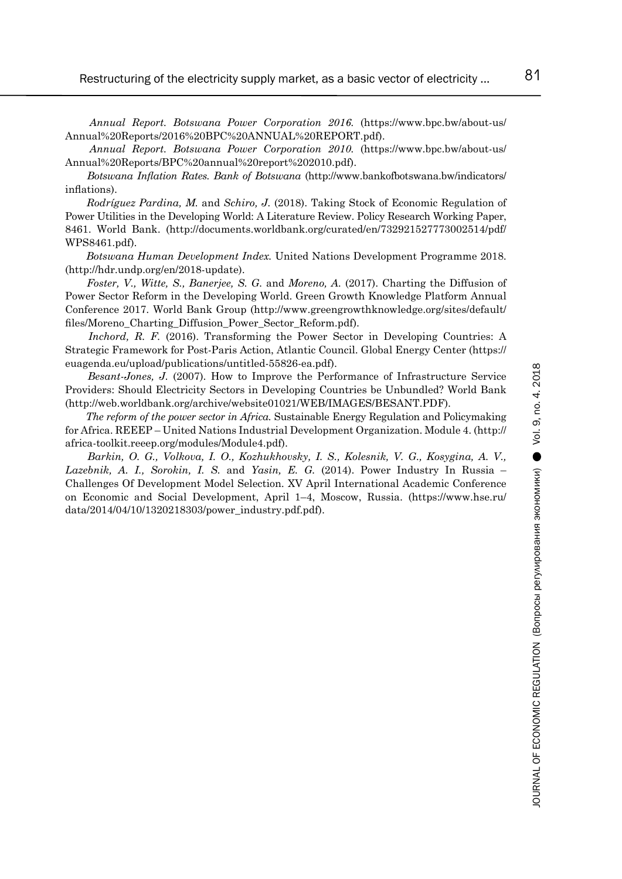*Annual Report. Botswana Power Corporation 2016.* (https://www.bpc.bw/about-us/Annual%20Reports/2016%20BPC%20ANNUAL%20REPORT.pdf).

*Annual Report. Botswana Power Corporation 2010.* (https://www.bpc.bw/about-us/Annual%20Reports/BPC%20annual%20report%202010.pdf).

*Botswana Inflation Rates. Bank of Botswana* (http://www.bankofbotswana.bw/indicators/inflations).

*Rodríguez Pardina, M.* and *Schiro, J.* (2018). Taking Stock of Economic Regulation of Power Utilities in the Developing World: A Literature Review. Policy Research Working Paper, 8461. World Bank. (http://documents.worldbank.org/curated/en/732921527773002514/pdf/WPS8461.pdf).

*Botswana Human Development Index.* United Nations Development Programme 2018. (http://hdr.undp.org/en/2018-update).

*Foster, V., Witte, S., Banerjee, S. G.* and *Moreno, A.* (2017). Charting the Diffusion of Power Sector Reform in the Developing World. Green Growth Knowledge Platform Annual Conference 2017. World Bank Group (http://www.greengrowthknowledge.org/sites/default/files/Moreno_Charting_Diffusion_Power_Sector_Reform.pdf).

*Inchord, R. F.* (2016). Transforming the Power Sector in Developing Countries: A Strategic Framework for Post-Paris Action, Atlantic Council. Global Energy Center (https://euagenda.eu/upload/publications/untitled-55826-ea.pdf).

*Besant-Jones, J.* (2007). How to Improve the Performance of Infrastructure Service Providers: Should Electricity Sectors in Developing Countries be Unbundled? World Bank (http://web.worldbank.org/archive/website01021/WEB/IMAGES/BESANT.PDF).

*The reform of the power sector in Africa.* Sustainable Energy Regulation and Policymaking for Africa. REEEP – United Nations Industrial Development Organization. Module 4. (http://africa-toolkit.reeep.org/modules/Module4.pdf).

*Barkin, O. G., Volkova, I. O., Kozhukhovsky, I. S., Kolesnik, V. G., Kosygina, A. V., Lazebnik, A. I., Sorokin, I. S.* and *Yasin, E. G.* (2014). Power Industry In Russia – Challenges Of Development Model Selection. XV April International Academic Conference on Economic and Social Development, April 1–4, Moscow, Russia. (https://www.hse.ru/data/2014/04/10/1320218303/power_industry.pdf.pdf).